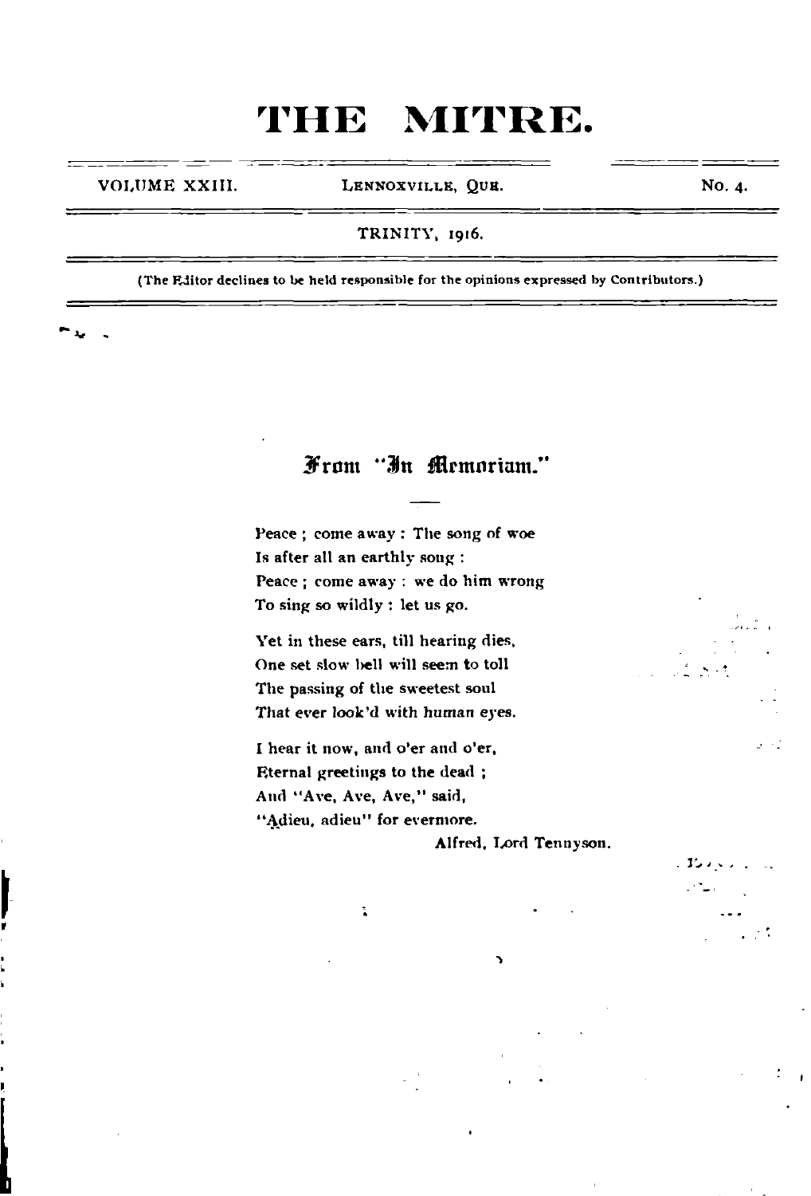# THE MITRE.

VOLUME XXIII. LENNOXVILLE, QUE. No. 4.

TRINITY, 1916.

(The Editor declines to be held responsible for the opinions expressed by Contributors.)

## From "In Memoriam."

Peace ; come away : The song of woe  
Is after all an earthly song :  
Peace ; come away : we do him wrong  
To sing so wildly : let us go.

Yet in these ears, till hearing dies,  
One set slow bell will seem to toll  
The passing of the sweetest soul  
That ever look'd with human eyes.

I hear it now, and o'er and o'er,  
Eternal greetings to the dead ;  
And "Ave, Ave, Ave," said,  
"Adieu, adieu" for evermore.

Alfred, Lord Tennyson.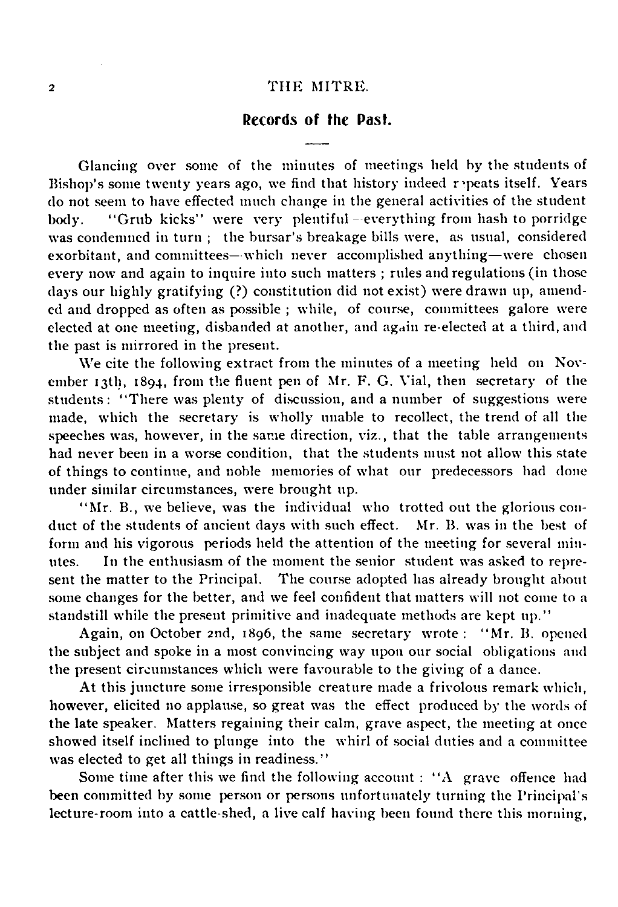## Records of the Past.

Glancing over some of the minutes of meetings held by the students of Bishop's some twenty years ago, we find that history indeed repeats itself. Years do not seem to have effected much change in the general activities of the student body. "Grub kicks" were very plentiful—everything from hash to porridge was condemned in turn ; the bursar's breakage bills were, as usual, considered exorbitant, and committees—which never accomplished anything—were chosen every now and again to inquire into such matters ; rules and regulations (in those days our highly gratifying (?) constitution did not exist) were drawn up, amended and dropped as often as possible ; while, of course, committees galore were elected at one meeting, disbanded at another, and again re-elected at a third, and the past is mirrored in the present.

We cite the following extract from the minutes of a meeting held on November 13th, 1894, from the fluent pen of Mr. F. G. Vial, then secretary of the students: "There was plenty of discussion, and a number of suggestions were made, which the secretary is wholly unable to recollect, the trend of all the speeches was, however, in the same direction, viz., that the table arrangements had never been in a worse condition, that the students must not allow this state of things to continue, and noble memories of what our predecessors had done under similar circumstances, were brought up.

"Mr. B., we believe, was the individual who trotted out the glorious conduct of the students of ancient days with such effect. Mr. B. was in the best of form and his vigorous periods held the attention of the meeting for several minutes. In the enthusiasm of the moment the senior student was asked to represent the matter to the Principal. The course adopted has already brought about some changes for the better, and we feel confident that matters will not come to a standstill while the present primitive and inadequate methods are kept up."

Again, on October 2nd, 1896, the same secretary wrote : "Mr. B. opened the subject and spoke in a most convincing way upon our social obligations and the present circumstances which were favourable to the giving of a dance.

At this juncture some irresponsible creature made a frivolous remark which, however, elicited no applause, so great was the effect produced by the words of the late speaker. Matters regaining their calm, grave aspect, the meeting at once showed itself inclined to plunge into the whirl of social duties and a committee was elected to get all things in readiness."

Some time after this we find the following account : "A grave offence had been committed by some person or persons unfortunately turning the Principal's lecture-room into a cattle-shed, a live calf having been found there this morning,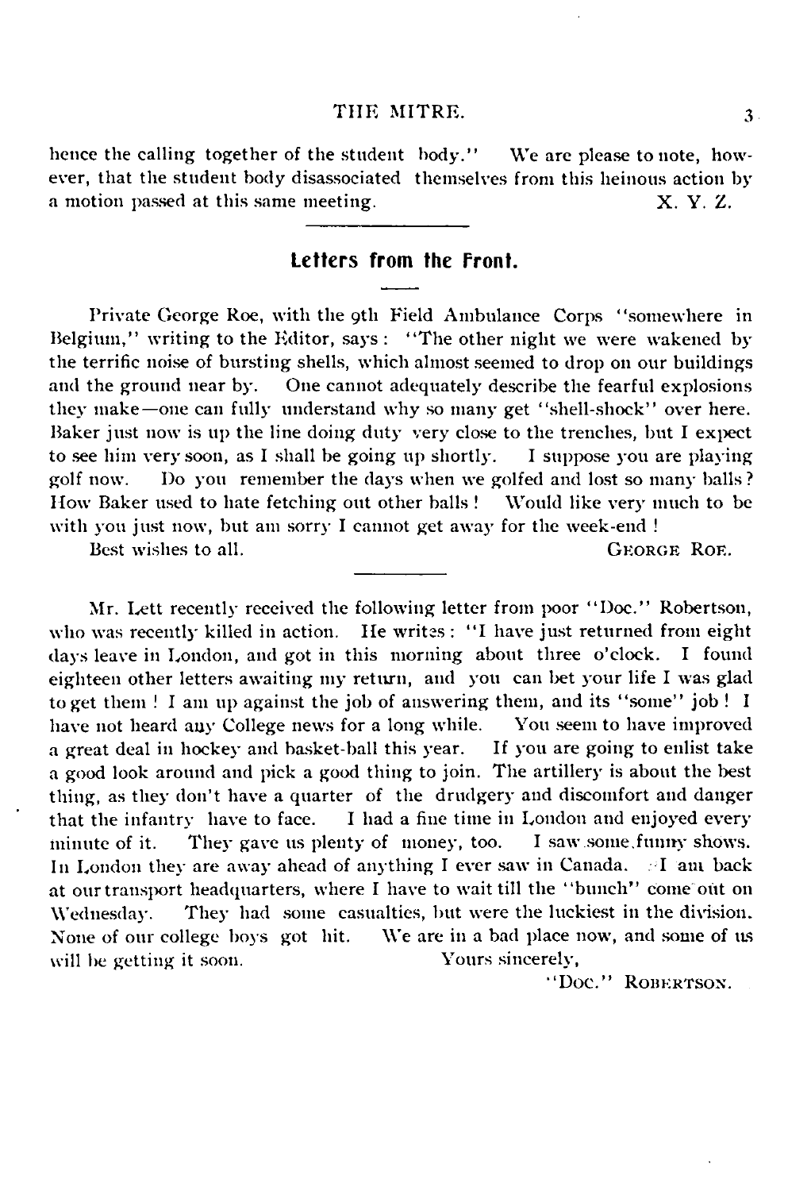hence the calling together of the student body." We are please to note, however, that the student body disassociated themselves from this heinous action by a motion passed at this same meeting.

X. Y. Z.

---

## Letters from the Front.

Private George Roe, with the 9th Field Ambulance Corps "somewhere in Belgium," writing to the Editor, says: "The other night we were wakened by the terrific noise of bursting shells, which almost seemed to drop on our buildings and the ground near by. One cannot adequately describe the fearful explosions they make—one can fully understand why so many get "shell-shock" over here. Baker just now is up the line doing duty very close to the trenches, but I expect to see him very soon, as I shall be going up shortly. I suppose you are playing golf now. Do you remember the days when we golfed and lost so many balls? How Baker used to hate fetching out other balls! Would like very much to be with you just now, but am sorry I cannot get away for the week-end!

Best wishes to all.

GEORGE ROE.

---

Mr. Lett recently received the following letter from poor "Doc." Robertson, who was recently killed in action. He writes: "I have just returned from eight days leave in London, and got in this morning about three o'clock. I found eighteen other letters awaiting my return, and you can bet your life I was glad to get them! I am up against the job of answering them, and its "some" job! I have not heard any College news for a long while. You seem to have improved a great deal in hockey and basket-ball this year. If you are going to enlist take a good look around and pick a good thing to join. The artillery is about the best thing, as they don't have a quarter of the drudgery and discomfort and danger that the infantry have to face. I had a fine time in London and enjoyed every minute of it. They gave us plenty of money, too. I saw some funny shows. In London they are away ahead of anything I ever saw in Canada. I am back at our transport headquarters, where I have to wait till the "bunch" come out on Wednesday. They had some casualties, but were the luckiest in the division. None of our college boys got hit. We are in a bad place now, and some of us will be getting it soon.

Yours sincerely,

"DOC." ROBERTSON.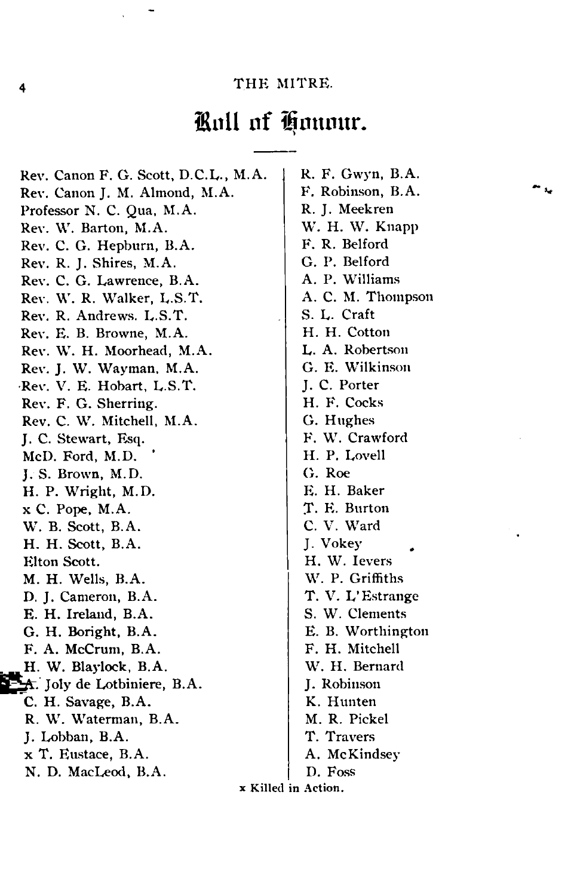# Roll of Honour.

Rev. Canon F. G. Scott, D.C.L., M.A.
Rev. Canon J. M. Almond, M.A.
Professor N. C. Qua, M.A.
Rev. W. Barton, M.A.
Rev. C. G. Hepburn, B.A.
Rev. R. J. Shires, M.A.
Rev. C. G. Lawrence, B.A.
Rev. W. R. Walker, L.S.T.
Rev. R. Andrews. L.S.T.
Rev. E. B. Browne, M.A.
Rev. W. H. Moorhead, M.A.
Rev. J. W. Wayman, M.A.
Rev. V. E. Hobart, L.S.T.
Rev. F. G. Sherring.
Rev. C. W. Mitchell, M.A.
J. C. Stewart, Esq.
McD. Ford, M.D.
J. S. Brown, M.D.
H. P. Wright, M.D.
x C. Pope, M.A.
W. B. Scott, B.A.
H. H. Scott, B.A.
Elton Scott.
M. H. Wells, B.A.
D. J. Cameron, B.A.
E. H. Ireland, B.A.
G. H. Boright, B.A.
F. A. McCrum, B.A.
H. W. Blaylock, B.A.
A. Joly de Lotbiniere, B.A.
C. H. Savage, B.A.
R. W. Waterman, B.A.
J. Lobban, B.A.
x T. Eustace, B.A.
N. D. MacLeod, B.A.
R. F. Gwyn, B.A.
F. Robinson, B.A.
R. J. Meekren
W. H. W. Knapp
F. R. Belford
G. P. Belford
A. P. Williams
A. C. M. Thompson
S. L. Craft
H. H. Cotton
L. A. Robertson
G. E. Wilkinson
J. C. Porter
H. F. Cocks
G. Hughes
F. W. Crawford
H. P. Lovell
G. Roe
E. H. Baker
T. E. Burton
C. V. Ward
J. Vokey
H. W. Ievers
W. P. Griffiths
T. V. L'Estrange
S. W. Clements
E. B. Worthington
F. H. Mitchell
W. H. Bernard
J. Robinson
K. Hunten
M. R. Pickel
T. Travers
A. McKindsey
D. Foss

x Killed in Action.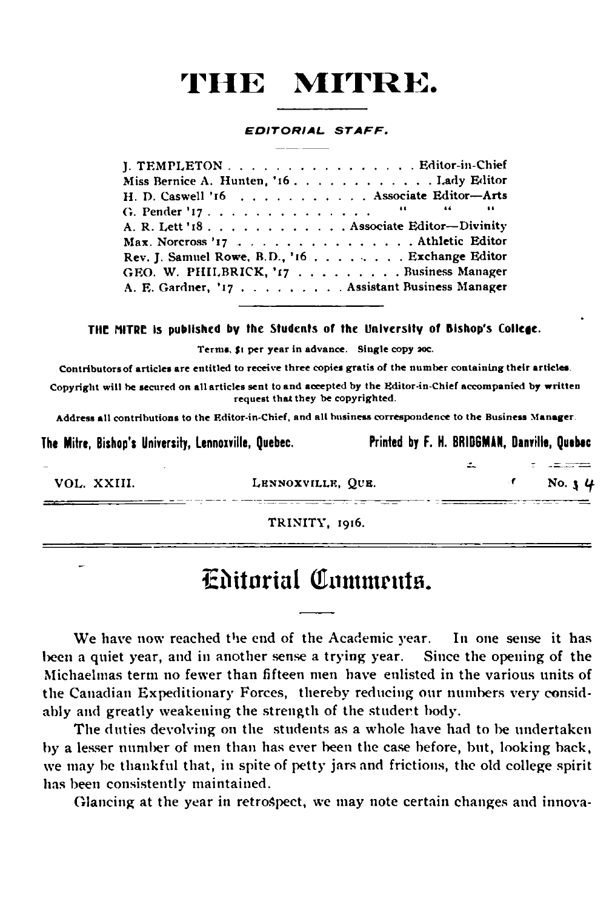# THE MITRE.

**EDITORIAL STAFF.**

J. TEMPLETON . . . . . . . . . . . . . . . . Editor-in-Chief
Miss Bernice A. Hunten, '16 . . . . . . . . . . . . Lady Editor
H. D. Caswell '16 . . . . . . . . . . . Associate Editor—Arts
G. Pender '17 . . . . . . . . . . . . . " " "
A. R. Lett '18 . . . . . . . . . . . . Associate Editor—Divinity
Max. Norcross '17 . . . . . . . . . . . . . . . Athletic Editor
Rev. J. Samuel Rowe, B.D., '16 . . . . . . . . Exchange Editor
GEO. W. PHILBRICK, '17 . . . . . . . . . Business Manager
A. E. Gardner, '17 . . . . . . . . . Assistant Business Manager

**THE MITRE is published by the Students of the University of Bishop's College.**

Terms, $1 per year in advance. Single copy 20c.

Contributors of articles are entitled to receive three copies gratis of the number containing their articles.

Copyright will be secured on all articles sent to and accepted by the Editor-in-Chief accompanied by written request that they be copyrighted.

Address all contributions to the Editor-in-Chief, and all business correspondence to the Business Manager.

**The Mitre, Bishop's University, Lennoxville, Quebec.** **Printed by F. H. BRIDGMAN, Danville, Quebec**

VOL. XXIII. LENNOXVILLE, QUE. No. 4

TRINITY, 1916.

## Editorial Comments.

We have now reached the end of the Academic year. In one sense it has been a quiet year, and in another sense a trying year. Since the opening of the Michaelmas term no fewer than fifteen men have enlisted in the various units of the Canadian Expeditionary Forces, thereby reducing our numbers very considably and greatly weakening the strength of the student body.

The duties devolving on the students as a whole have had to be undertaken by a lesser number of men than has ever been the case before, but, looking back, we may be thankful that, in spite of petty jars and frictions, the old college spirit has been consistently maintained.

Glancing at the year in retrospect, we may note certain changes and innova-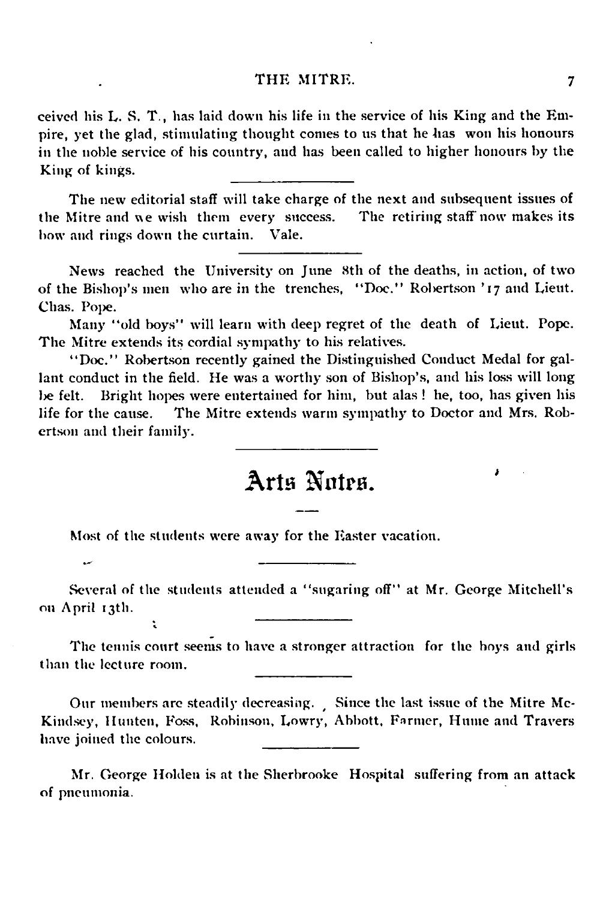ceived his L. S. T., has laid down his life in the service of his King and the Empire, yet the glad, stimulating thought comes to us that he has won his honours in the noble service of his country, and has been called to higher honours by the King of kings.

---

The new editorial staff will take charge of the next and subsequent issues of the Mitre and we wish them every success. The retiring staff now makes its bow and rings down the curtain. Vale.

---

News reached the University on June 8th of the deaths, in action, of two of the Bishop's men who are in the trenches, "Doc." Robertson '17 and Lieut. Chas. Pope.

Many "old boys" will learn with deep regret of the death of Lieut. Pope. The Mitre extends its cordial sympathy to his relatives.

"Doc." Robertson recently gained the Distinguished Conduct Medal for gallant conduct in the field. He was a worthy son of Bishop's, and his loss will long be felt. Bright hopes were entertained for him, but alas! he, too, has given his life for the cause. The Mitre extends warm sympathy to Doctor and Mrs. Robertson and their family.

---

## Arts Notes.

Most of the students were away for the Easter vacation.

---

Several of the students attended a "sugaring off" at Mr. George Mitchell's on April 13th.

---

The tennis court seems to have a stronger attraction for the boys and girls than the lecture room.

---

Our members are steadily decreasing. Since the last issue of the Mitre McKindsey, Hunten, Foss, Robinson, Lowry, Abbott, Farmer, Hume and Travers have joined the colours.

---

Mr. George Holden is at the Sherbrooke Hospital suffering from an attack of pneumonia.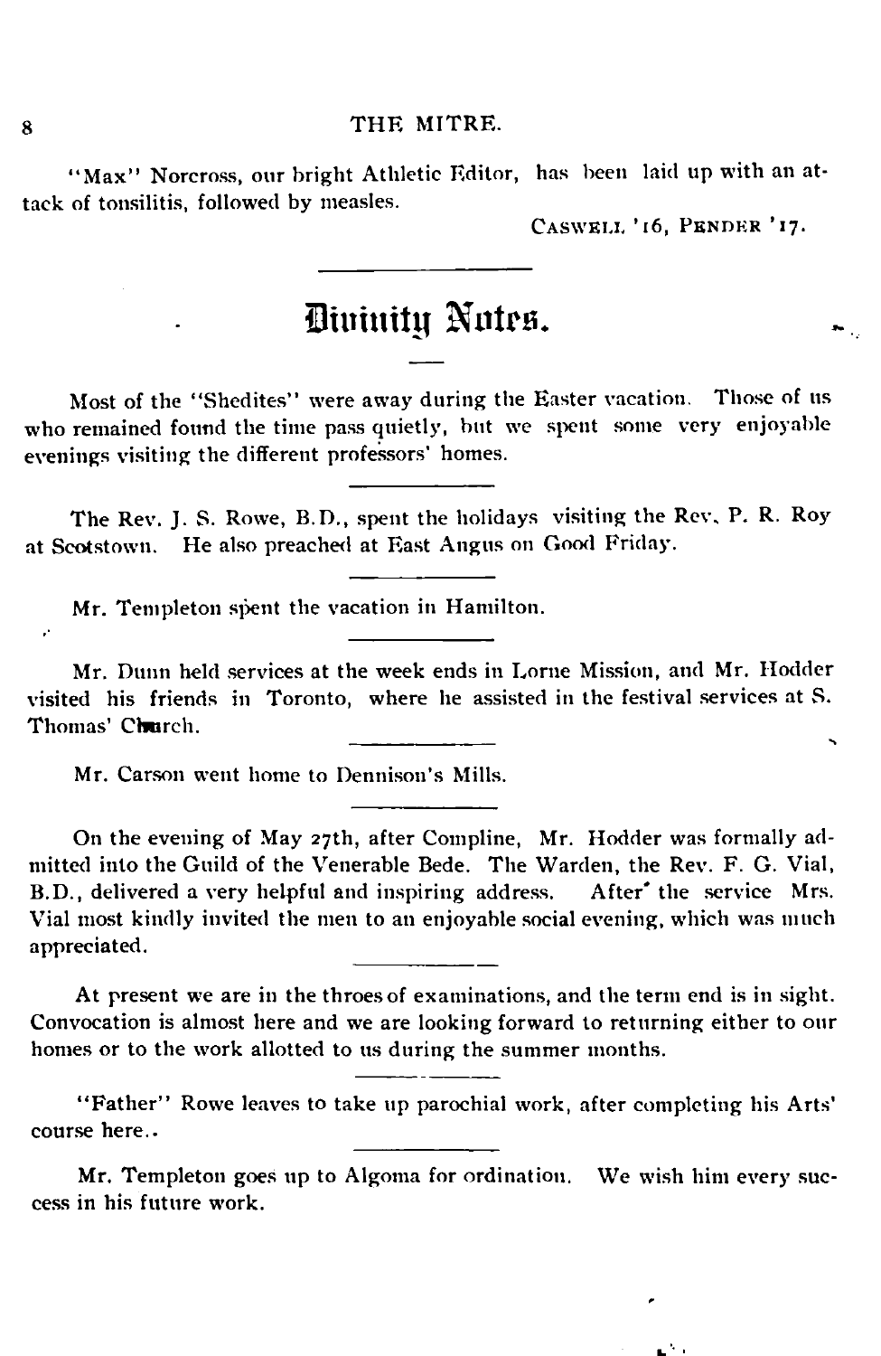"Max" Norcross, our bright Athletic Editor, has been laid up with an attack of tonsilitis, followed by measles.

CASWELL '16, PENDER '17.

---

## Divinity Notes.

Most of the "Shedites" were away during the Easter vacation. Those of us who remained found the time pass quietly, but we spent some very enjoyable evenings visiting the different professors' homes.

---

The Rev. J. S. Rowe, B.D., spent the holidays visiting the Rev. P. R. Roy at Scotstown. He also preached at East Angus on Good Friday.

---

Mr. Templeton spent the vacation in Hamilton.

---

Mr. Dunn held services at the week ends in Lorne Mission, and Mr. Hodder visited his friends in Toronto, where he assisted in the festival services at S. Thomas' Church.

---

Mr. Carson went home to Dennison's Mills.

---

On the evening of May 27th, after Compline, Mr. Hodder was formally admitted into the Guild of the Venerable Bede. The Warden, the Rev. F. G. Vial, B.D., delivered a very helpful and inspiring address. After the service Mrs. Vial most kindly invited the men to an enjoyable social evening, which was much appreciated.

---

At present we are in the throes of examinations, and the term end is in sight. Convocation is almost here and we are looking forward to returning either to our homes or to the work allotted to us during the summer months.

---

"Father" Rowe leaves to take up parochial work, after completing his Arts' course here..

---

Mr. Templeton goes up to Algoma for ordination. We wish him every success in his future work.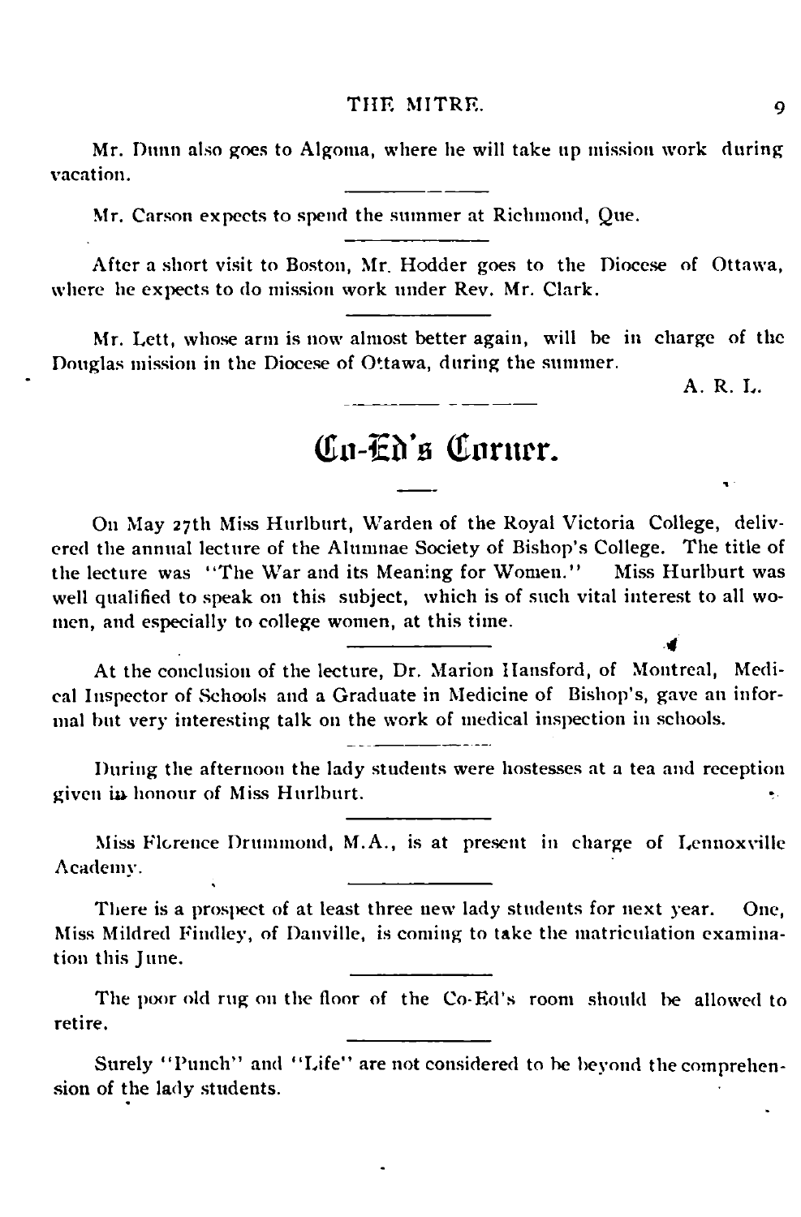Mr. Dunn also goes to Algoma, where he will take up mission work during vacation.

Mr. Carson expects to spend the summer at Richmond, Que.

After a short visit to Boston, Mr. Hodder goes to the Diocese of Ottawa, where he expects to do mission work under Rev. Mr. Clark.

Mr. Lett, whose arm is now almost better again, will be in charge of the Douglas mission in the Diocese of Ottawa, during the summer.

A. R. L.

## Co-Ed's Corner.

On May 27th Miss Hurlburt, Warden of the Royal Victoria College, delivered the annual lecture of the Alumnae Society of Bishop's College. The title of the lecture was "The War and its Meaning for Women." Miss Hurlburt was well qualified to speak on this subject, which is of such vital interest to all women, and especially to college women, at this time.

At the conclusion of the lecture, Dr. Marion Hansford, of Montreal, Medical Inspector of Schools and a Graduate in Medicine of Bishop's, gave an informal but very interesting talk on the work of medical inspection in schools.

During the afternoon the lady students were hostesses at a tea and reception given in honour of Miss Hurlburt.

Miss Florence Drummond, M.A., is at present in charge of Lennoxville Academy.

There is a prospect of at least three new lady students for next year. One, Miss Mildred Findley, of Danville, is coming to take the matriculation examination this June.

The poor old rug on the floor of the Co-Ed's room should be allowed to retire.

Surely "Punch" and "Life" are not considered to be beyond the comprehension of the lady students.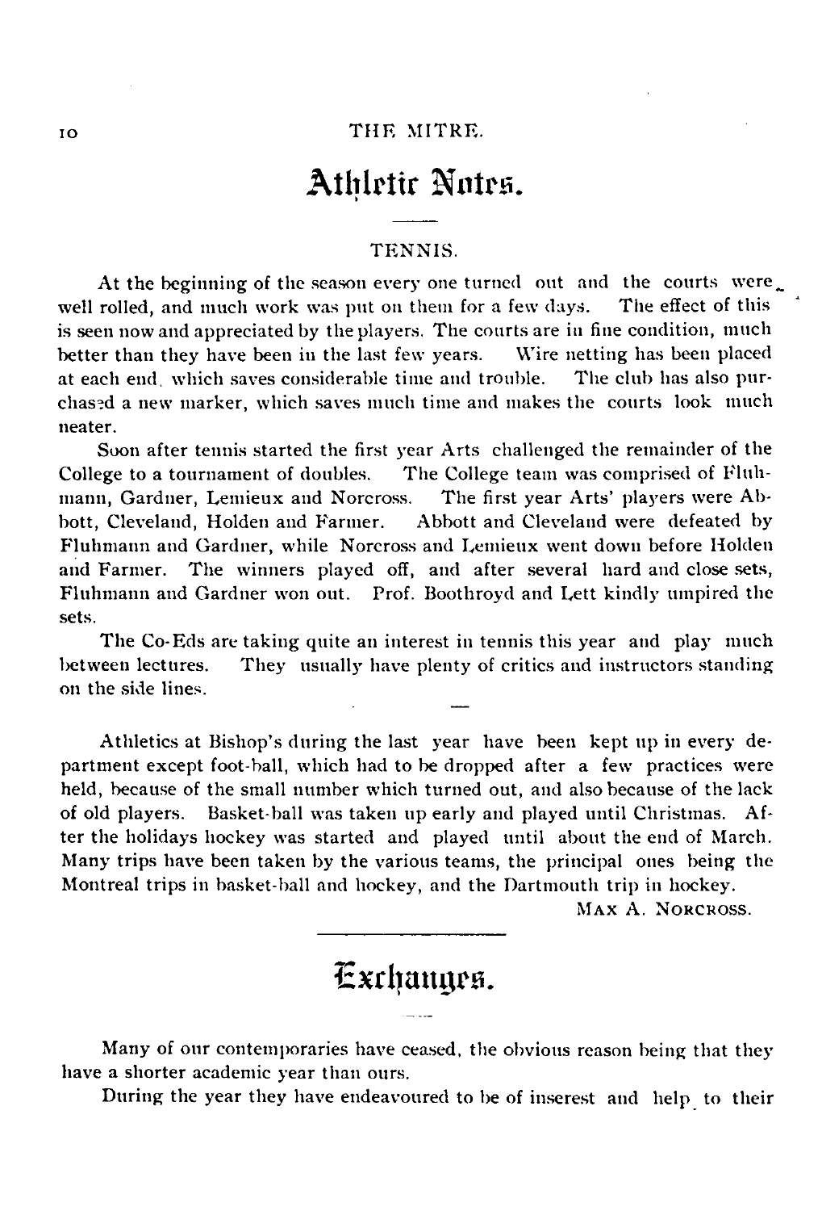# Athletic Notes.

## TENNIS.

At the beginning of the season every one turned out and the courts were well rolled, and much work was put on them for a few days. The effect of this is seen now and appreciated by the players. The courts are in fine condition, much better than they have been in the last few years. Wire netting has been placed at each end, which saves considerable time and trouble. The club has also purchased a new marker, which saves much time and makes the courts look much neater.

Soon after tennis started the first year Arts challenged the remainder of the College to a tournament of doubles. The College team was comprised of Fluhmann, Gardner, Lemieux and Norcross. The first year Arts' players were Abbott, Cleveland, Holden and Farmer. Abbott and Cleveland were defeated by Fluhmann and Gardner, while Norcross and Lemieux went down before Holden and Farmer. The winners played off, and after several hard and close sets, Fluhmann and Gardner won out. Prof. Boothroyd and Lett kindly umpired the sets.

The Co-Eds are taking quite an interest in tennis this year and play much between lectures. They usually have plenty of critics and instructors standing on the side lines.

---

Athletics at Bishop's during the last year have been kept up in every department except foot-ball, which had to be dropped after a few practices were held, because of the small number which turned out, and also because of the lack of old players. Basket-ball was taken up early and played until Christmas. After the holidays hockey was started and played until about the end of March. Many trips have been taken by the various teams, the principal ones being the Montreal trips in basket-ball and hockey, and the Dartmouth trip in hockey.

MAX A. NORCROSS.

# Exchanges.

Many of our contemporaries have ceased, the obvious reason being that they have a shorter academic year than ours.

During the year they have endeavoured to be of inserest and help to their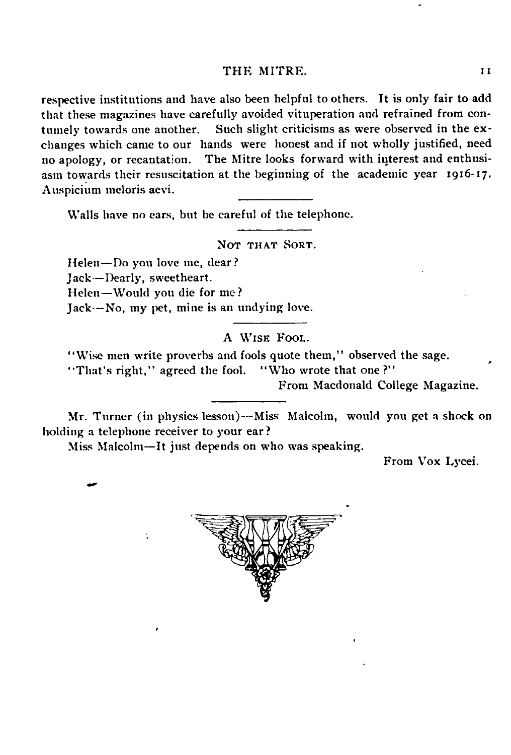respective institutions and have also been helpful to others. It is only fair to add that these magazines have carefully avoided vituperation and refrained from contumely towards one another. Such slight criticisms as were observed in the exchanges which came to our hands were honest and if not wholly justified, need no apology, or recantation. The Mitre looks forward with interest and enthusiasm towards their resuscitation at the beginning of the academic year 1916-17. Auspicium meloris aevi.

---

Walls have no ears, but be careful of the telephone.

---

### NOT THAT SORT.

Helen—Do you love me, dear?
Jack—Dearly, sweetheart.
Helen—Would you die for me?
Jack—No, my pet, mine is an undying love.

---

### A WISE FOOL.

"Wise men write proverbs and fools quote them," observed the sage.
"That's right," agreed the fool. "Who wrote that one?"

From Macdonald College Magazine.

---

Mr. Turner (in physics lesson)—Miss Malcolm, would you get a shock on holding a telephone receiver to your ear?

Miss Malcolm—It just depends on who was speaking.

From Vox Lycei.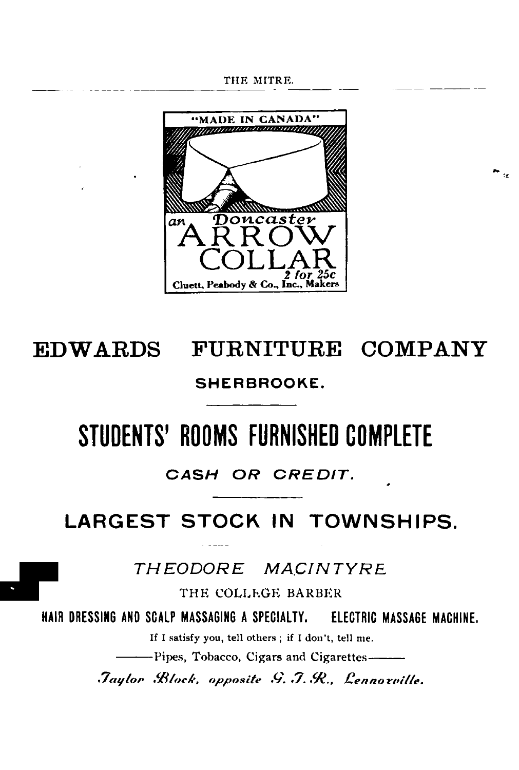"MADE IN CANADA"

an Doncaster

ARROW COLLAR

2 for 25c

Cluett, Peabody & Co., Inc., Makers

# EDWARDS FURNITURE COMPANY

**SHERBROOKE.**

## STUDENTS' ROOMS FURNISHED COMPLETE

*CASH OR CREDIT.*

## LARGEST STOCK IN TOWNSHIPS.

*THEODORE MACINTYRE*

THE COLLEGE BARBER

**HAIR DRESSING AND SCALP MASSAGING A SPECIALTY. ELECTRIC MASSAGE MACHINE.**

If I satisfy you, tell others; if I don't, tell me.

——Pipes, Tobacco, Cigars and Cigarettes——

*Taylor Block, opposite G. T. R., Lennoxville.*